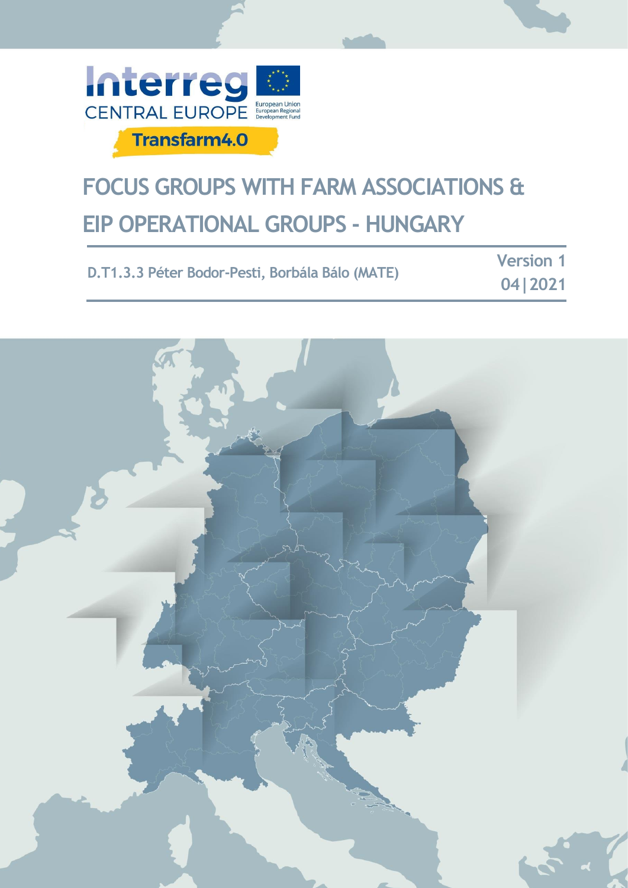Interreg CENTRAL EUROPE

European Union
European Regional Development Fund

Transfarm4.0

# FOCUS GROUPS WITH FARM ASSOCIATIONS & EIP OPERATIONAL GROUPS - HUNGARY

**D.T1.3.3 Péter Bodor-Pesti, Borbála Bálo (MATE)**

**Version 1**
**04|2021**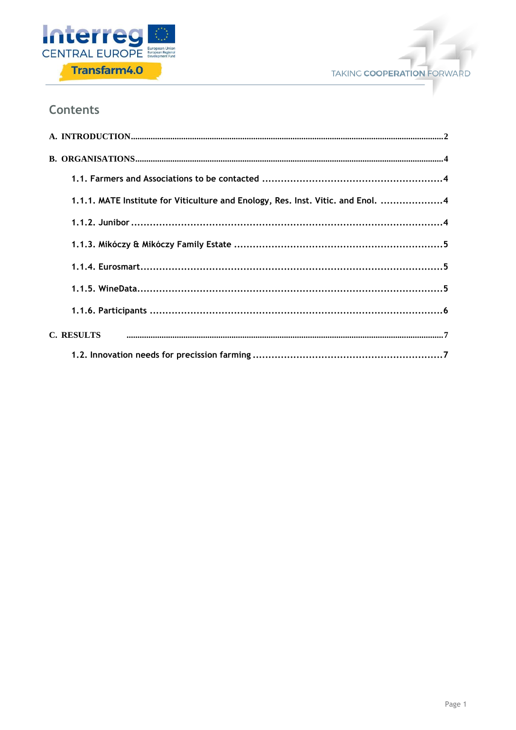# Contents

A. INTRODUCTION .......... 2

B. ORGANISATIONS .......... 4

- 1.1. Farmers and Associations to be contacted .......... 4
- 1.1.1. MATE Institute for Viticulture and Enology, Res. Inst. Vitic. and Enol. .......... 4
- 1.1.2. Junibor .......... 4
- 1.1.3. Mikóczy & Mikóczy Family Estate .......... 5
- 1.1.4. Eurosmart .......... 5
- 1.1.5. WineData .......... 5
- 1.1.6. Participants .......... 6

C. RESULTS .......... 7

- 1.2. Innovation needs for precission farming .......... 7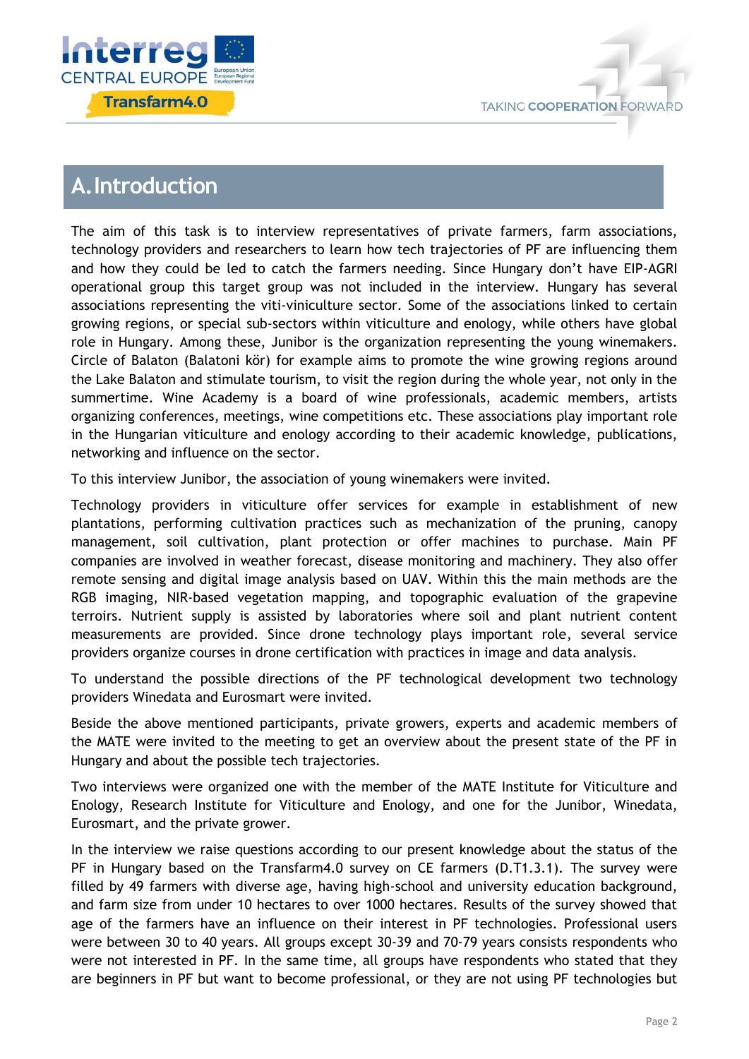# A. Introduction

The aim of this task is to interview representatives of private farmers, farm associations, technology providers and researchers to learn how tech trajectories of PF are influencing them and how they could be led to catch the farmers needing. Since Hungary don't have EIP-AGRI operational group this target group was not included in the interview. Hungary has several associations representing the viti-viniculture sector. Some of the associations linked to certain growing regions, or special sub-sectors within viticulture and enology, while others have global role in Hungary. Among these, Junibor is the organization representing the young winemakers. Circle of Balaton (Balatoni kör) for example aims to promote the wine growing regions around the Lake Balaton and stimulate tourism, to visit the region during the whole year, not only in the summertime. Wine Academy is a board of wine professionals, academic members, artists organizing conferences, meetings, wine competitions etc. These associations play important role in the Hungarian viticulture and enology according to their academic knowledge, publications, networking and influence on the sector.

To this interview Junibor, the association of young winemakers were invited.

Technology providers in viticulture offer services for example in establishment of new plantations, performing cultivation practices such as mechanization of the pruning, canopy management, soil cultivation, plant protection or offer machines to purchase. Main PF companies are involved in weather forecast, disease monitoring and machinery. They also offer remote sensing and digital image analysis based on UAV. Within this the main methods are the RGB imaging, NIR-based vegetation mapping, and topographic evaluation of the grapevine terroirs. Nutrient supply is assisted by laboratories where soil and plant nutrient content measurements are provided. Since drone technology plays important role, several service providers organize courses in drone certification with practices in image and data analysis.

To understand the possible directions of the PF technological development two technology providers Winedata and Eurosmart were invited.

Beside the above mentioned participants, private growers, experts and academic members of the MATE were invited to the meeting to get an overview about the present state of the PF in Hungary and about the possible tech trajectories.

Two interviews were organized one with the member of the MATE Institute for Viticulture and Enology, Research Institute for Viticulture and Enology, and one for the Junibor, Winedata, Eurosmart, and the private grower.

In the interview we raise questions according to our present knowledge about the status of the PF in Hungary based on the Transfarm4.0 survey on CE farmers (D.T1.3.1). The survey were filled by 49 farmers with diverse age, having high-school and university education background, and farm size from under 10 hectares to over 1000 hectares. Results of the survey showed that age of the farmers have an influence on their interest in PF technologies. Professional users were between 30 to 40 years. All groups except 30-39 and 70-79 years consists respondents who were not interested in PF. In the same time, all groups have respondents who stated that they are beginners in PF but want to become professional, or they are not using PF technologies but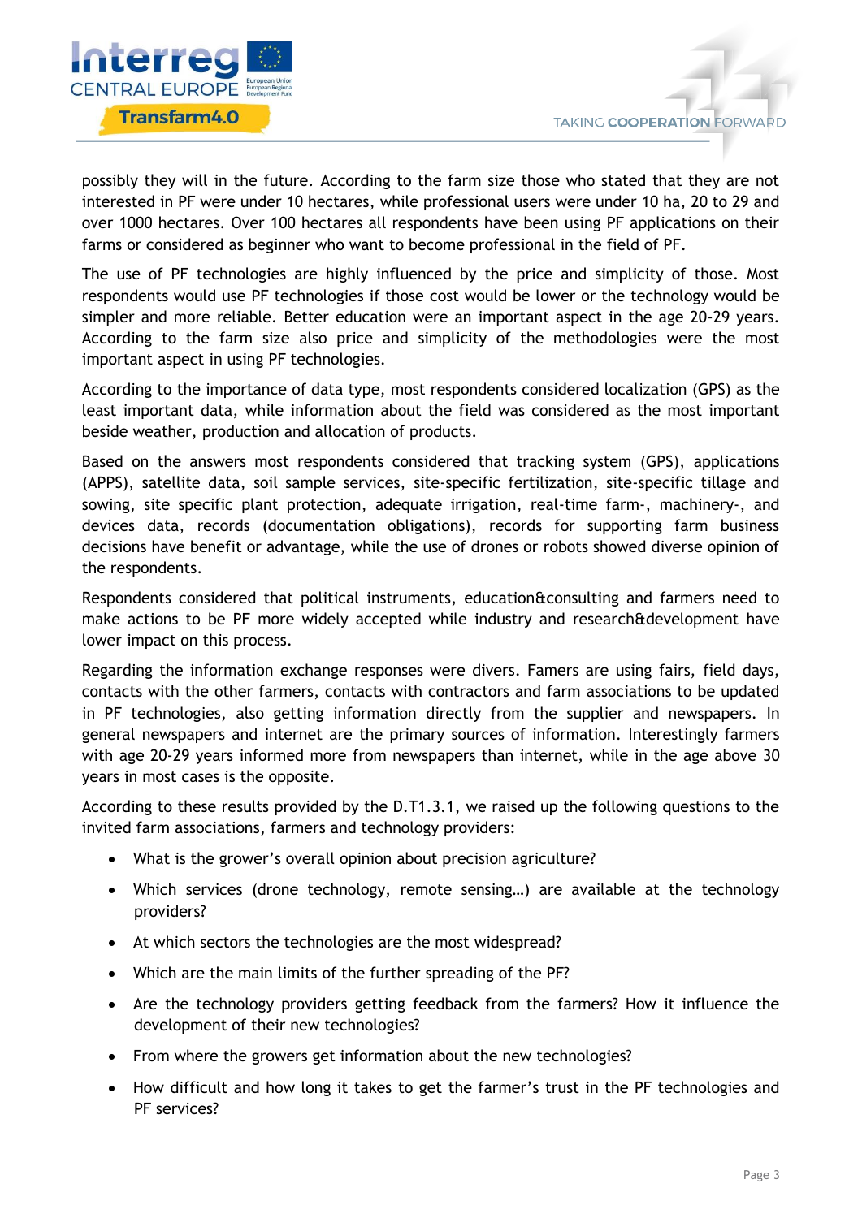possibly they will in the future. According to the farm size those who stated that they are not interested in PF were under 10 hectares, while professional users were under 10 ha, 20 to 29 and over 1000 hectares. Over 100 hectares all respondents have been using PF applications on their farms or considered as beginner who want to become professional in the field of PF.

The use of PF technologies are highly influenced by the price and simplicity of those. Most respondents would use PF technologies if those cost would be lower or the technology would be simpler and more reliable. Better education were an important aspect in the age 20-29 years. According to the farm size also price and simplicity of the methodologies were the most important aspect in using PF technologies.

According to the importance of data type, most respondents considered localization (GPS) as the least important data, while information about the field was considered as the most important beside weather, production and allocation of products.

Based on the answers most respondents considered that tracking system (GPS), applications (APPS), satellite data, soil sample services, site-specific fertilization, site-specific tillage and sowing, site specific plant protection, adequate irrigation, real-time farm-, machinery-, and devices data, records (documentation obligations), records for supporting farm business decisions have benefit or advantage, while the use of drones or robots showed diverse opinion of the respondents.

Respondents considered that political instruments, education&consulting and farmers need to make actions to be PF more widely accepted while industry and research&development have lower impact on this process.

Regarding the information exchange responses were divers. Famers are using fairs, field days, contacts with the other farmers, contacts with contractors and farm associations to be updated in PF technologies, also getting information directly from the supplier and newspapers. In general newspapers and internet are the primary sources of information. Interestingly farmers with age 20-29 years informed more from newspapers than internet, while in the age above 30 years in most cases is the opposite.

According to these results provided by the D.T1.3.1, we raised up the following questions to the invited farm associations, farmers and technology providers:

- What is the grower's overall opinion about precision agriculture?
- Which services (drone technology, remote sensing…) are available at the technology providers?
- At which sectors the technologies are the most widespread?
- Which are the main limits of the further spreading of the PF?
- Are the technology providers getting feedback from the farmers? How it influence the development of their new technologies?
- From where the growers get information about the new technologies?
- How difficult and how long it takes to get the farmer's trust in the PF technologies and PF services?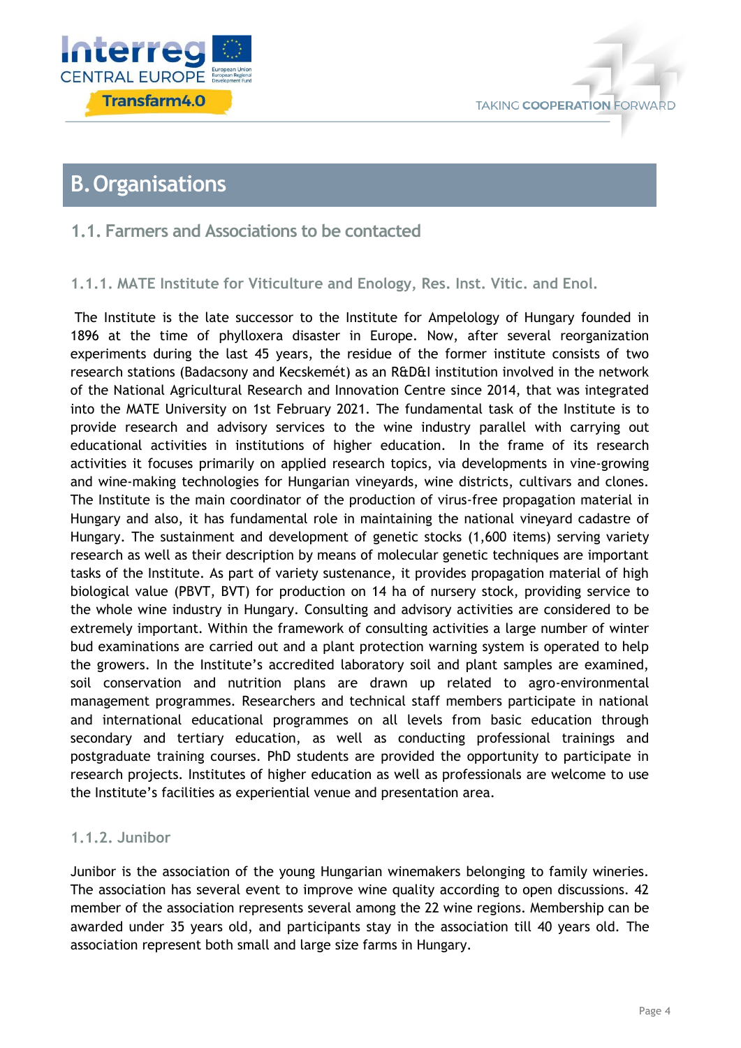# B. Organisations

## 1.1. Farmers and Associations to be contacted

### 1.1.1. MATE Institute for Viticulture and Enology, Res. Inst. Vitic. and Enol.

The Institute is the late successor to the Institute for Ampelology of Hungary founded in 1896 at the time of phylloxera disaster in Europe. Now, after several reorganization experiments during the last 45 years, the residue of the former institute consists of two research stations (Badacsony and Kecskemét) as an R&D&I institution involved in the network of the National Agricultural Research and Innovation Centre since 2014, that was integrated into the MATE University on 1st February 2021. The fundamental task of the Institute is to provide research and advisory services to the wine industry parallel with carrying out educational activities in institutions of higher education. In the frame of its research activities it focuses primarily on applied research topics, via developments in vine-growing and wine-making technologies for Hungarian vineyards, wine districts, cultivars and clones. The Institute is the main coordinator of the production of virus-free propagation material in Hungary and also, it has fundamental role in maintaining the national vineyard cadastre of Hungary. The sustainment and development of genetic stocks (1,600 items) serving variety research as well as their description by means of molecular genetic techniques are important tasks of the Institute. As part of variety sustenance, it provides propagation material of high biological value (PBVT, BVT) for production on 14 ha of nursery stock, providing service to the whole wine industry in Hungary. Consulting and advisory activities are considered to be extremely important. Within the framework of consulting activities a large number of winter bud examinations are carried out and a plant protection warning system is operated to help the growers. In the Institute's accredited laboratory soil and plant samples are examined, soil conservation and nutrition plans are drawn up related to agro-environmental management programmes. Researchers and technical staff members participate in national and international educational programmes on all levels from basic education through secondary and tertiary education, as well as conducting professional trainings and postgraduate training courses. PhD students are provided the opportunity to participate in research projects. Institutes of higher education as well as professionals are welcome to use the Institute's facilities as experiential venue and presentation area.

### 1.1.2. Junibor

Junibor is the association of the young Hungarian winemakers belonging to family wineries. The association has several event to improve wine quality according to open discussions. 42 member of the association represents several among the 22 wine regions. Membership can be awarded under 35 years old, and participants stay in the association till 40 years old. The association represent both small and large size farms in Hungary.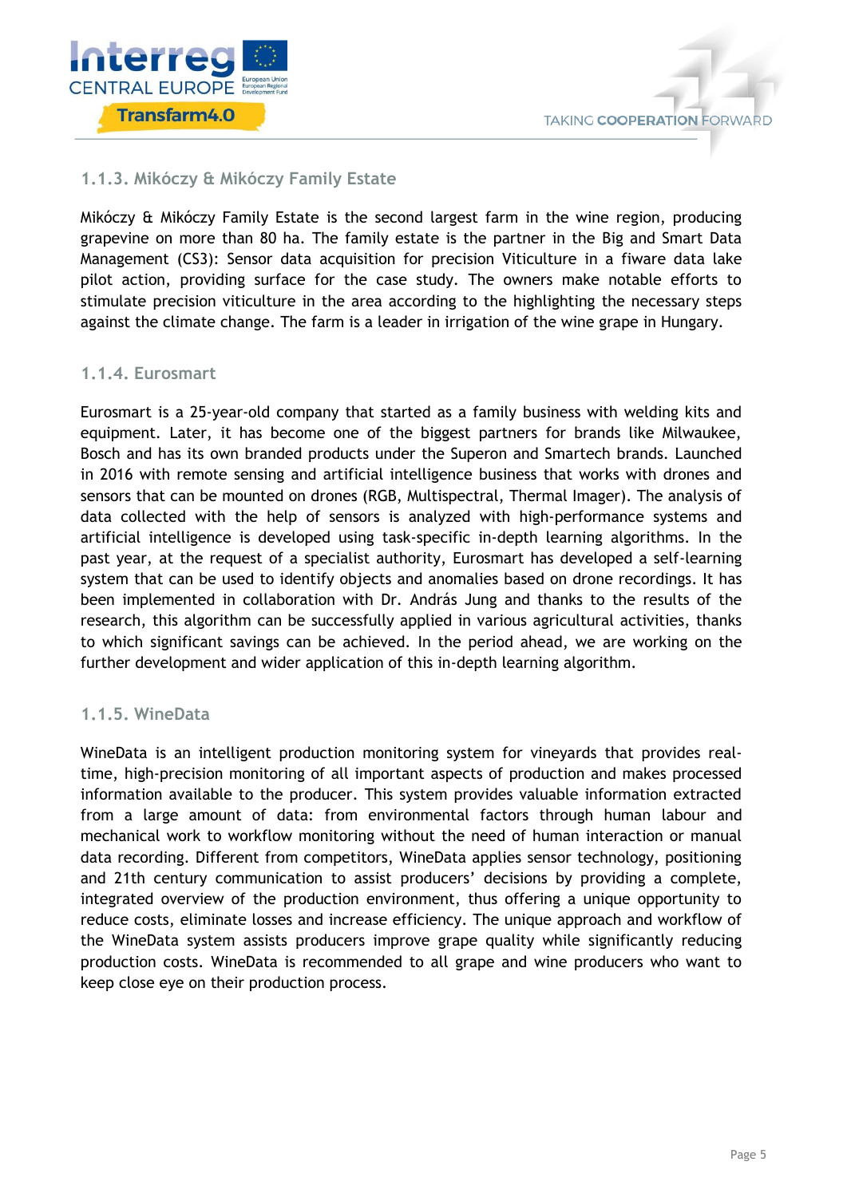### 1.1.3. Mikóczy & Mikóczy Family Estate

Mikóczy & Mikóczy Family Estate is the second largest farm in the wine region, producing grapevine on more than 80 ha. The family estate is the partner in the Big and Smart Data Management (CS3): Sensor data acquisition for precision Viticulture in a fiware data lake pilot action, providing surface for the case study. The owners make notable efforts to stimulate precision viticulture in the area according to the highlighting the necessary steps against the climate change. The farm is a leader in irrigation of the wine grape in Hungary.

### 1.1.4. Eurosmart

Eurosmart is a 25-year-old company that started as a family business with welding kits and equipment. Later, it has become one of the biggest partners for brands like Milwaukee, Bosch and has its own branded products under the Superon and Smartech brands. Launched in 2016 with remote sensing and artificial intelligence business that works with drones and sensors that can be mounted on drones (RGB, Multispectral, Thermal Imager). The analysis of data collected with the help of sensors is analyzed with high-performance systems and artificial intelligence is developed using task-specific in-depth learning algorithms. In the past year, at the request of a specialist authority, Eurosmart has developed a self-learning system that can be used to identify objects and anomalies based on drone recordings. It has been implemented in collaboration with Dr. András Jung and thanks to the results of the research, this algorithm can be successfully applied in various agricultural activities, thanks to which significant savings can be achieved. In the period ahead, we are working on the further development and wider application of this in-depth learning algorithm.

### 1.1.5. WineData

WineData is an intelligent production monitoring system for vineyards that provides real-time, high-precision monitoring of all important aspects of production and makes processed information available to the producer. This system provides valuable information extracted from a large amount of data: from environmental factors through human labour and mechanical work to workflow monitoring without the need of human interaction or manual data recording. Different from competitors, WineData applies sensor technology, positioning and 21th century communication to assist producers' decisions by providing a complete, integrated overview of the production environment, thus offering a unique opportunity to reduce costs, eliminate losses and increase efficiency. The unique approach and workflow of the WineData system assists producers improve grape quality while significantly reducing production costs. WineData is recommended to all grape and wine producers who want to keep close eye on their production process.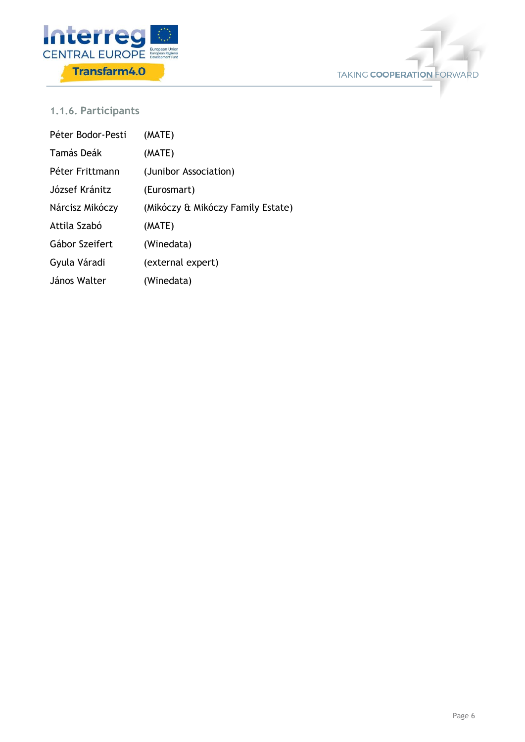### 1.1.6. Participants

| | |
|---|---|
| Péter Bodor-Pesti | (MATE) |
| Tamás Deák | (MATE) |
| Péter Frittmann | (Junibor Association) |
| József Kránitz | (Eurosmart) |
| Nárcisz Mikóczy | (Mikóczy & Mikóczy Family Estate) |
| Attila Szabó | (MATE) |
| Gábor Szeifert | (Winedata) |
| Gyula Váradi | (external expert) |
| János Walter | (Winedata) |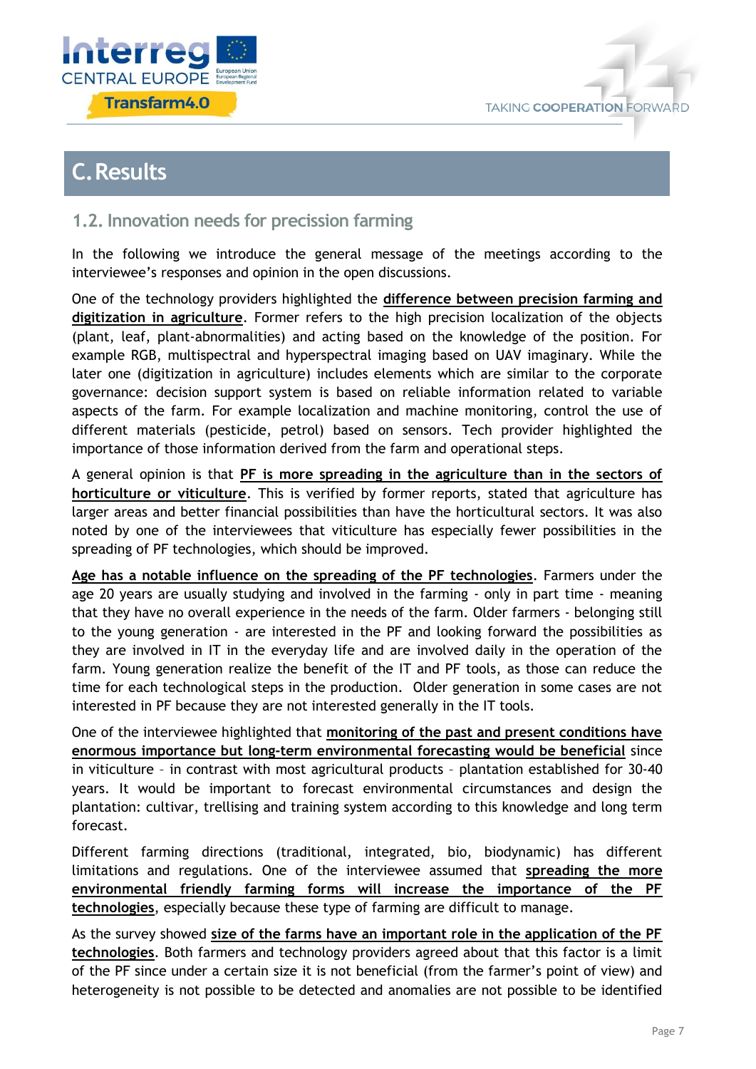# C. Results

## 1.2. Innovation needs for precission farming

In the following we introduce the general message of the meetings according to the interviewee's responses and opinion in the open discussions.

One of the technology providers highlighted the **difference between precision farming and digitization in agriculture**. Former refers to the high precision localization of the objects (plant, leaf, plant-abnormalities) and acting based on the knowledge of the position. For example RGB, multispectral and hyperspectral imaging based on UAV imaginary. While the later one (digitization in agriculture) includes elements which are similar to the corporate governance: decision support system is based on reliable information related to variable aspects of the farm. For example localization and machine monitoring, control the use of different materials (pesticide, petrol) based on sensors. Tech provider highlighted the importance of those information derived from the farm and operational steps.

A general opinion is that **PF is more spreading in the agriculture than in the sectors of horticulture or viticulture**. This is verified by former reports, stated that agriculture has larger areas and better financial possibilities than have the horticultural sectors. It was also noted by one of the interviewees that viticulture has especially fewer possibilities in the spreading of PF technologies, which should be improved.

**Age has a notable influence on the spreading of the PF technologies**. Farmers under the age 20 years are usually studying and involved in the farming - only in part time - meaning that they have no overall experience in the needs of the farm. Older farmers - belonging still to the young generation - are interested in the PF and looking forward the possibilities as they are involved in IT in the everyday life and are involved daily in the operation of the farm. Young generation realize the benefit of the IT and PF tools, as those can reduce the time for each technological steps in the production. Older generation in some cases are not interested in PF because they are not interested generally in the IT tools.

One of the interviewee highlighted that **monitoring of the past and present conditions have enormous importance but long-term environmental forecasting would be beneficial** since in viticulture – in contrast with most agricultural products – plantation established for 30-40 years. It would be important to forecast environmental circumstances and design the plantation: cultivar, trellising and training system according to this knowledge and long term forecast.

Different farming directions (traditional, integrated, bio, biodynamic) has different limitations and regulations. One of the interviewee assumed that **spreading the more environmental friendly farming forms will increase the importance of the PF technologies**, especially because these type of farming are difficult to manage.

As the survey showed **size of the farms have an important role in the application of the PF technologies**. Both farmers and technology providers agreed about that this factor is a limit of the PF since under a certain size it is not beneficial (from the farmer's point of view) and heterogeneity is not possible to be detected and anomalies are not possible to be identified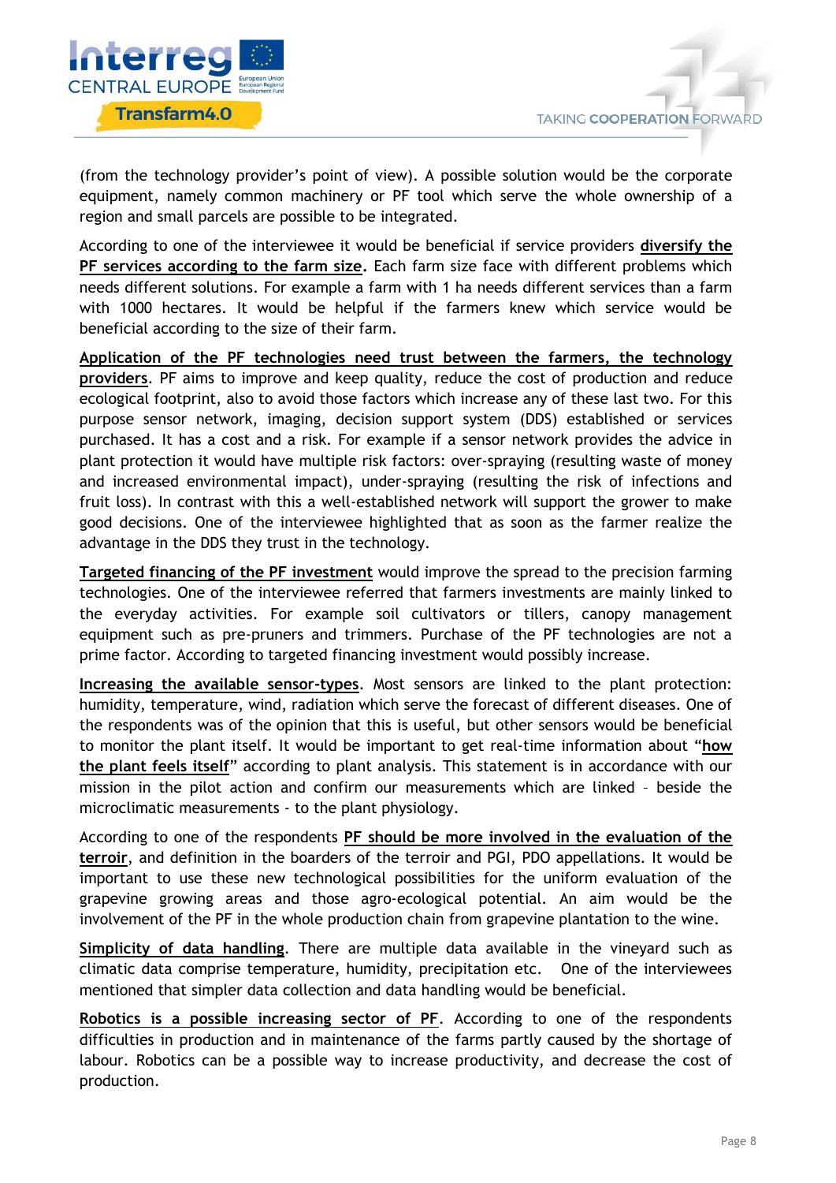(from the technology provider's point of view). A possible solution would be the corporate equipment, namely common machinery or PF tool which serve the whole ownership of a region and small parcels are possible to be integrated.

According to one of the interviewee it would be beneficial if service providers **diversify the PF services according to the farm size**. Each farm size face with different problems which needs different solutions. For example a farm with 1 ha needs different services than a farm with 1000 hectares. It would be helpful if the farmers knew which service would be beneficial according to the size of their farm.

**Application of the PF technologies need trust between the farmers, the technology providers**. PF aims to improve and keep quality, reduce the cost of production and reduce ecological footprint, also to avoid those factors which increase any of these last two. For this purpose sensor network, imaging, decision support system (DDS) established or services purchased. It has a cost and a risk. For example if a sensor network provides the advice in plant protection it would have multiple risk factors: over-spraying (resulting waste of money and increased environmental impact), under-spraying (resulting the risk of infections and fruit loss). In contrast with this a well-established network will support the grower to make good decisions. One of the interviewee highlighted that as soon as the farmer realize the advantage in the DDS they trust in the technology.

**Targeted financing of the PF investment** would improve the spread to the precision farming technologies. One of the interviewee referred that farmers investments are mainly linked to the everyday activities. For example soil cultivators or tillers, canopy management equipment such as pre-pruners and trimmers. Purchase of the PF technologies are not a prime factor. According to targeted financing investment would possibly increase.

**Increasing the available sensor-types**. Most sensors are linked to the plant protection: humidity, temperature, wind, radiation which serve the forecast of different diseases. One of the respondents was of the opinion that this is useful, but other sensors would be beneficial to monitor the plant itself. It would be important to get real-time information about "**how the plant feels itself**" according to plant analysis. This statement is in accordance with our mission in the pilot action and confirm our measurements which are linked – beside the microclimatic measurements - to the plant physiology.

According to one of the respondents **PF should be more involved in the evaluation of the terroir**, and definition in the boarders of the terroir and PGI, PDO appellations. It would be important to use these new technological possibilities for the uniform evaluation of the grapevine growing areas and those agro-ecological potential. An aim would be the involvement of the PF in the whole production chain from grapevine plantation to the wine.

**Simplicity of data handling**. There are multiple data available in the vineyard such as climatic data comprise temperature, humidity, precipitation etc. One of the interviewees mentioned that simpler data collection and data handling would be beneficial.

**Robotics is a possible increasing sector of PF**. According to one of the respondents difficulties in production and in maintenance of the farms partly caused by the shortage of labour. Robotics can be a possible way to increase productivity, and decrease the cost of production.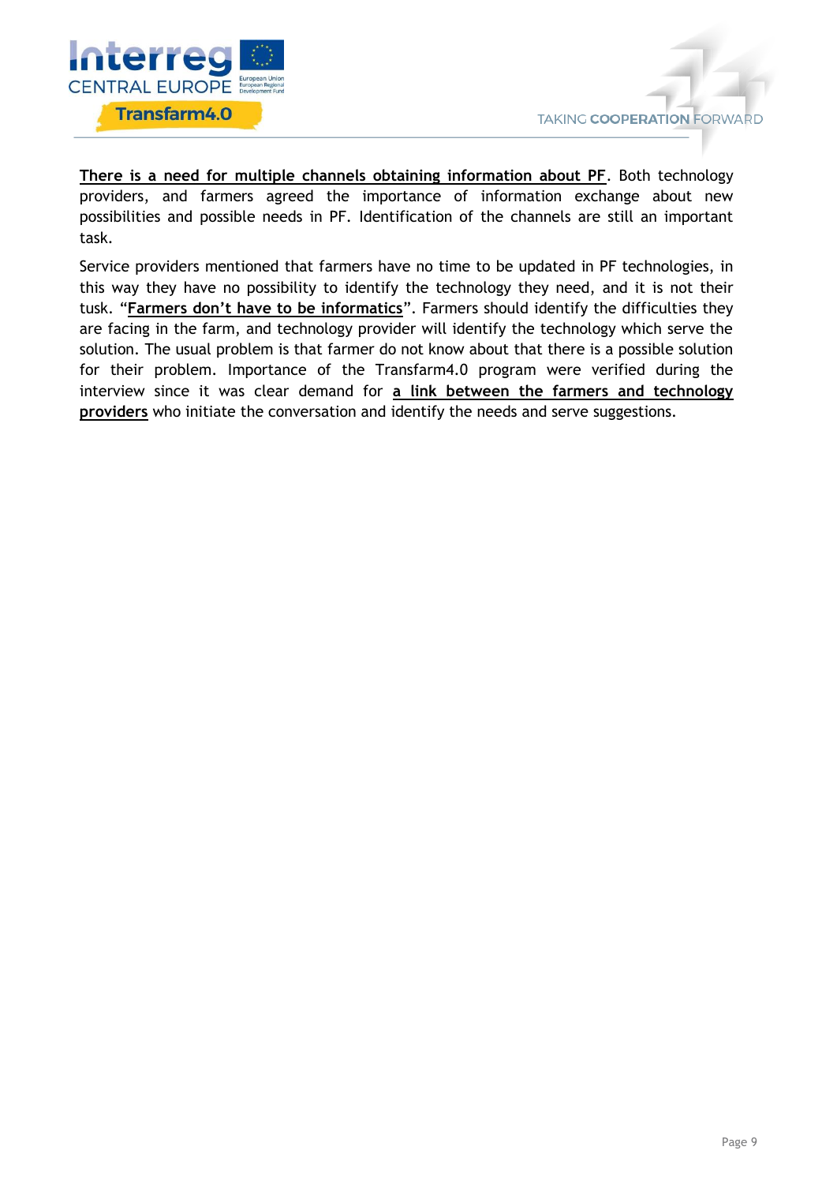**There is a need for multiple channels obtaining information about PF**. Both technology providers, and farmers agreed the importance of information exchange about new possibilities and possible needs in PF. Identification of the channels are still an important task.

Service providers mentioned that farmers have no time to be updated in PF technologies, in this way they have no possibility to identify the technology they need, and it is not their tusk. "**Farmers don't have to be informatics**". Farmers should identify the difficulties they are facing in the farm, and technology provider will identify the technology which serve the solution. The usual problem is that farmer do not know about that there is a possible solution for their problem. Importance of the Transfarm4.0 program were verified during the interview since it was clear demand for **a link between the farmers and technology providers** who initiate the conversation and identify the needs and serve suggestions.